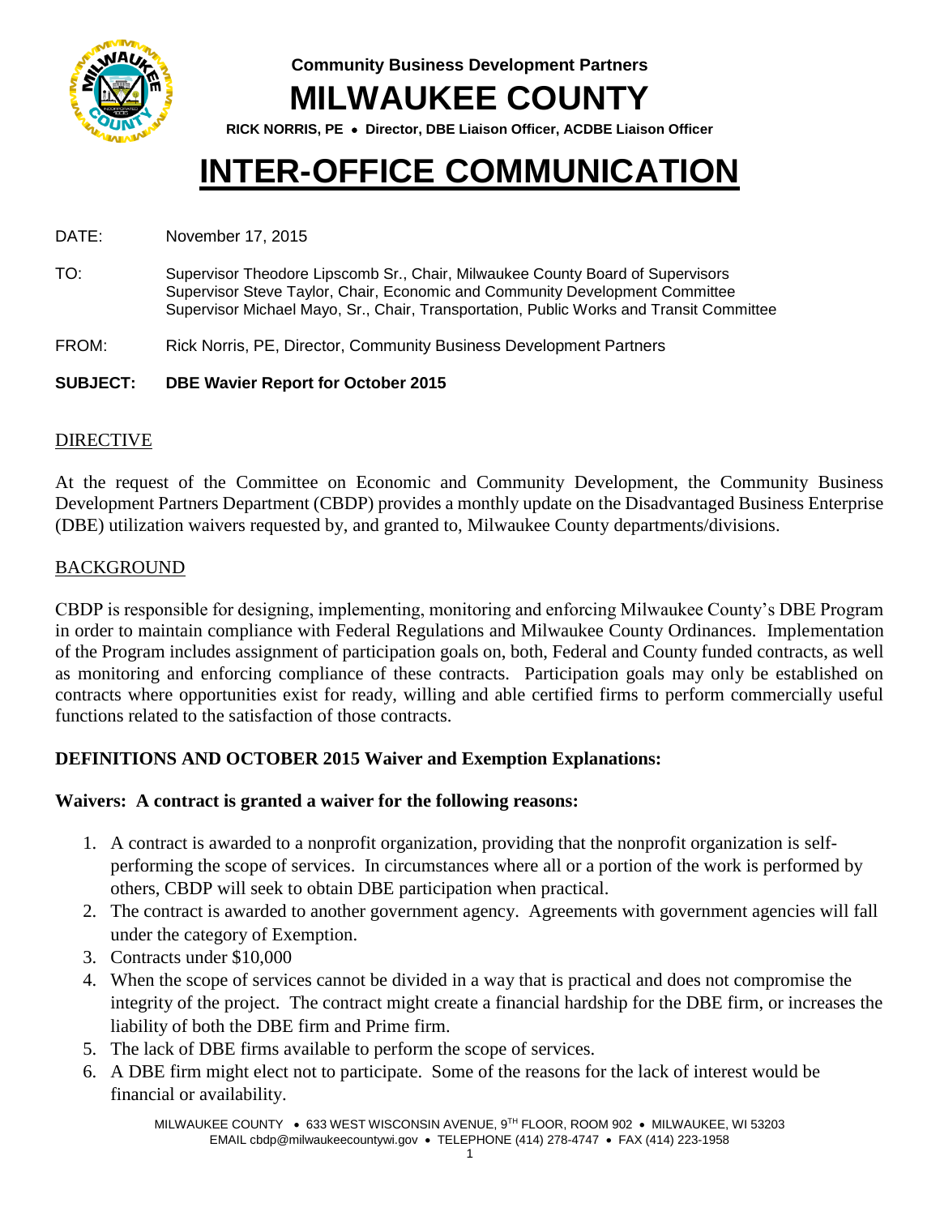**Community Business Development Partners**

# MILWAUKEE COUNTY

**RICK NORRIS, PE • Director, DBE Liaison Officer, ACDBE Liaison Officer**

# INTER-OFFICE COMMUNICATION

DATE: November 17, 2015

TO: Supervisor Theodore Lipscomb Sr., Chair, Milwaukee County Board of Supervisors
Supervisor Steve Taylor, Chair, Economic and Community Development Committee
Supervisor Michael Mayo, Sr., Chair, Transportation, Public Works and Transit Committee

FROM: Rick Norris, PE, Director, Community Business Development Partners

**SUBJECT: DBE Wavier Report for October 2015**

## DIRECTIVE

At the request of the Committee on Economic and Community Development, the Community Business Development Partners Department (CBDP) provides a monthly update on the Disadvantaged Business Enterprise (DBE) utilization waivers requested by, and granted to, Milwaukee County departments/divisions.

## BACKGROUND

CBDP is responsible for designing, implementing, monitoring and enforcing Milwaukee County's DBE Program in order to maintain compliance with Federal Regulations and Milwaukee County Ordinances. Implementation of the Program includes assignment of participation goals on, both, Federal and County funded contracts, as well as monitoring and enforcing compliance of these contracts. Participation goals may only be established on contracts where opportunities exist for ready, willing and able certified firms to perform commercially useful functions related to the satisfaction of those contracts.

### DEFINITIONS AND OCTOBER 2015 Waiver and Exemption Explanations:

**Waivers: A contract is granted a waiver for the following reasons:**

1. A contract is awarded to a nonprofit organization, providing that the nonprofit organization is self-performing the scope of services. In circumstances where all or a portion of the work is performed by others, CBDP will seek to obtain DBE participation when practical.
2. The contract is awarded to another government agency. Agreements with government agencies will fall under the category of Exemption.
3. Contracts under $10,000
4. When the scope of services cannot be divided in a way that is practical and does not compromise the integrity of the project. The contract might create a financial hardship for the DBE firm, or increases the liability of both the DBE firm and Prime firm.
5. The lack of DBE firms available to perform the scope of services.
6. A DBE firm might elect not to participate. Some of the reasons for the lack of interest would be financial or availability.

MILWAUKEE COUNTY • 633 WEST WISCONSIN AVENUE, 9TH FLOOR, ROOM 902 • MILWAUKEE, WI 53203
EMAIL cbdp@milwaukeecountywi.gov • TELEPHONE (414) 278-4747 • FAX (414) 223-1958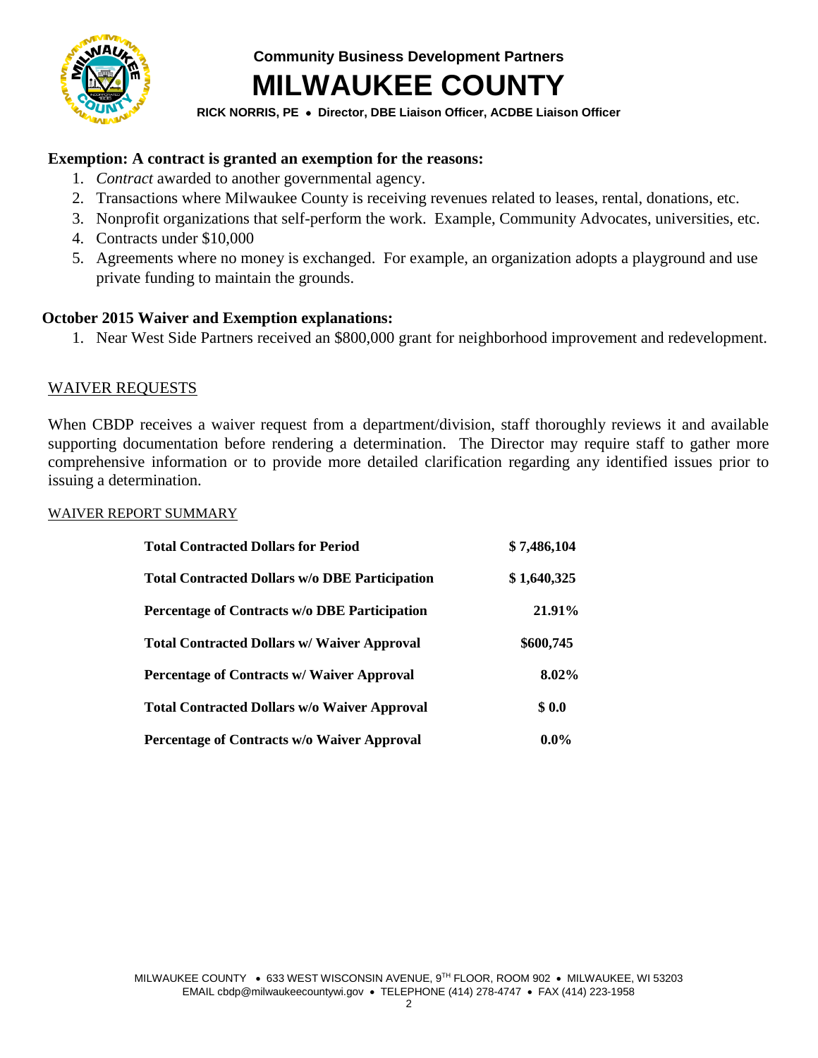**Community Business Development Partners**

# MILWAUKEE COUNTY

**RICK NORRIS, PE • Director, DBE Liaison Officer, ACDBE Liaison Officer**

**Exemption: A contract is granted an exemption for the reasons:**

1. *Contract* awarded to another governmental agency.
2. Transactions where Milwaukee County is receiving revenues related to leases, rental, donations, etc.
3. Nonprofit organizations that self-perform the work. Example, Community Advocates, universities, etc.
4. Contracts under $10,000
5. Agreements where no money is exchanged. For example, an organization adopts a playground and use private funding to maintain the grounds.

**October 2015 Waiver and Exemption explanations:**

1. Near West Side Partners received an $800,000 grant for neighborhood improvement and redevelopment.

<u>WAIVER REQUESTS</u>

When CBDP receives a waiver request from a department/division, staff thoroughly reviews it and available supporting documentation before rendering a determination. The Director may require staff to gather more comprehensive information or to provide more detailed clarification regarding any identified issues prior to issuing a determination.

<u>WAIVER REPORT SUMMARY</u>

| | |
|---|---|
| **Total Contracted Dollars for Period** | **$ 7,486,104** |
| **Total Contracted Dollars w/o DBE Participation** | **$ 1,640,325** |
| **Percentage of Contracts w/o DBE Participation** | **21.91%** |
| **Total Contracted Dollars w/ Waiver Approval** | **$600,745** |
| **Percentage of Contracts w/ Waiver Approval** | **8.02%** |
| **Total Contracted Dollars w/o Waiver Approval** | **$ 0.0** |
| **Percentage of Contracts w/o Waiver Approval** | **0.0%** |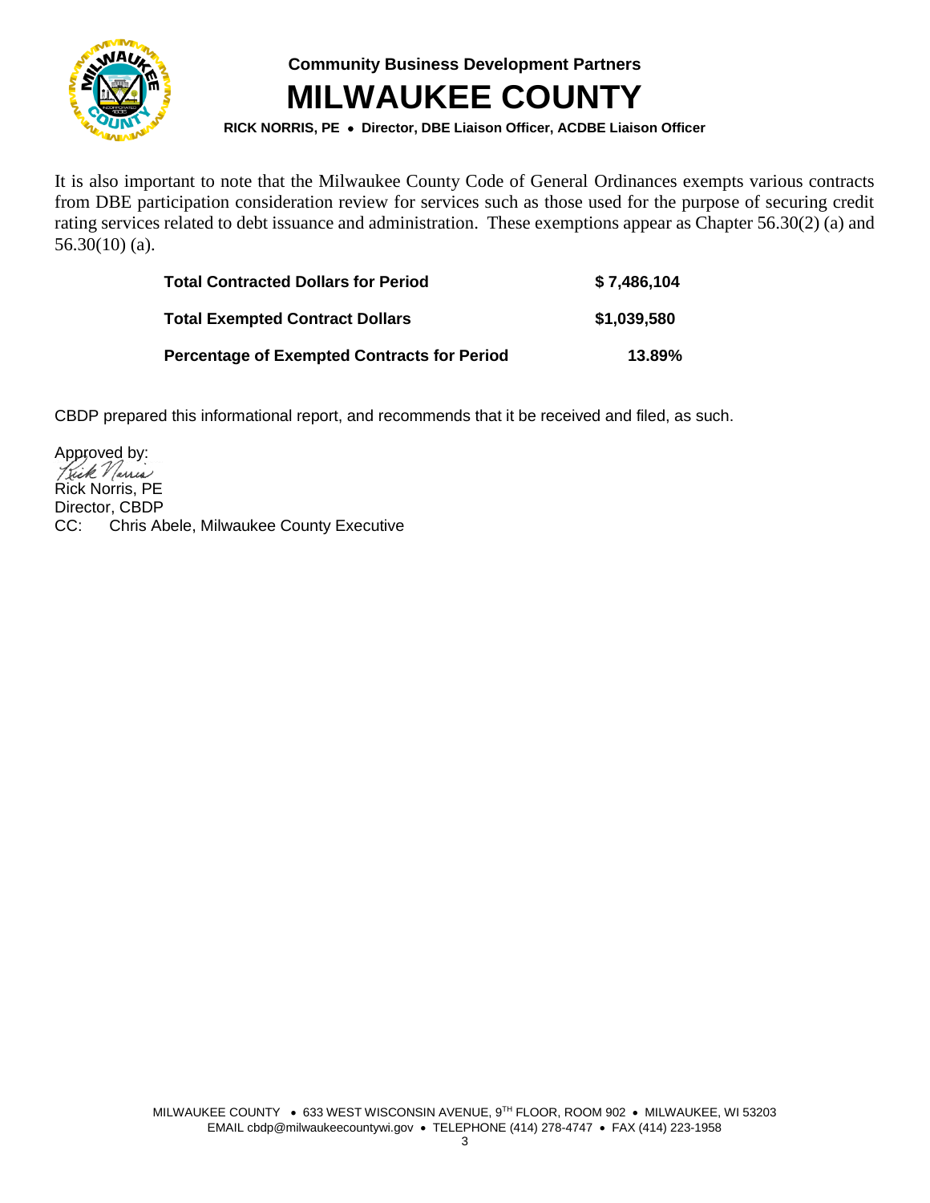It is also important to note that the Milwaukee County Code of General Ordinances exempts various contracts from DBE participation consideration review for services such as those used for the purpose of securing credit rating services related to debt issuance and administration. These exemptions appear as Chapter 56.30(2) (a) and 56.30(10) (a).

| | |
|---|---|
| **Total Contracted Dollars for Period** | **$ 7,486,104** |
| **Total Exempted Contract Dollars** | **$1,039,580** |
| **Percentage of Exempted Contracts for Period** | **13.89%** |

CBDP prepared this informational report, and recommends that it be received and filed, as such.

Approved by:

Rick Norris, PE
Director, CBDP
CC: Chris Abele, Milwaukee County Executive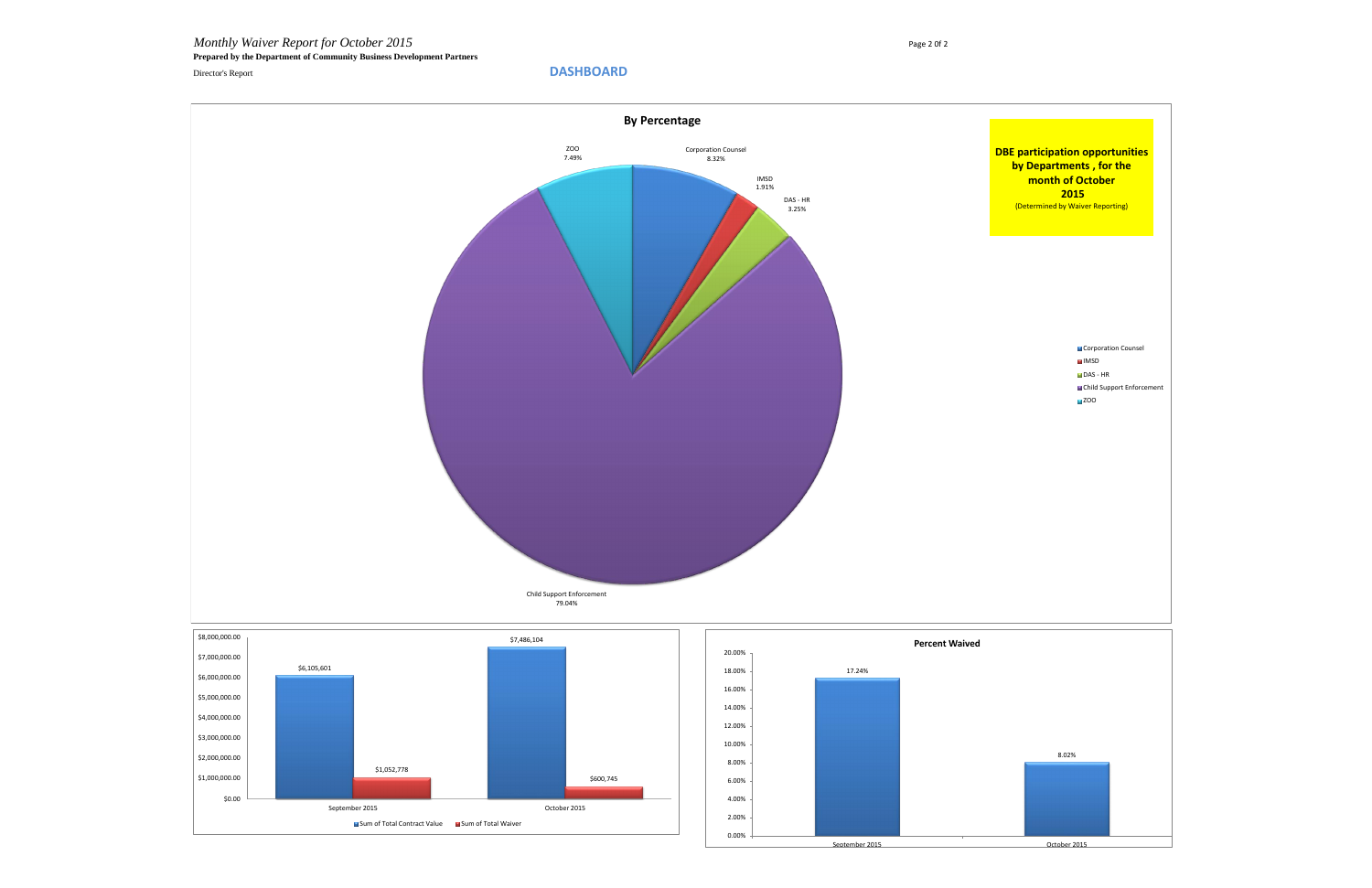*Monthly Waiver Report for October 2015*

**Prepared by the Department of Community Business Development Partners**

Director's Report

## DASHBOARD

### By Percentage

**DBE participation opportunities by Departments , for the month of October 2015**
(Determined by Waiver Reporting)

| Department | Percentage |
| --- | --- |
| Corporation Counsel | 8.32% |
| IMSD | 1.91% |
| DAS - HR | 3.25% |
| Child Support Enforcement | 79.04% |
| ZOO | 7.49% |

| | Sum of Total Contract Value | Sum of Total Waiver |
| --- | --- | --- |
| September 2015 | $6,105,601 | $1,052,778 |
| October 2015 | $7,486,104 | $600,745 |

### Percent Waived

| Month | Percent Waived |
| --- | --- |
| September 2015 | 17.24% |
| October 2015 | 8.02% |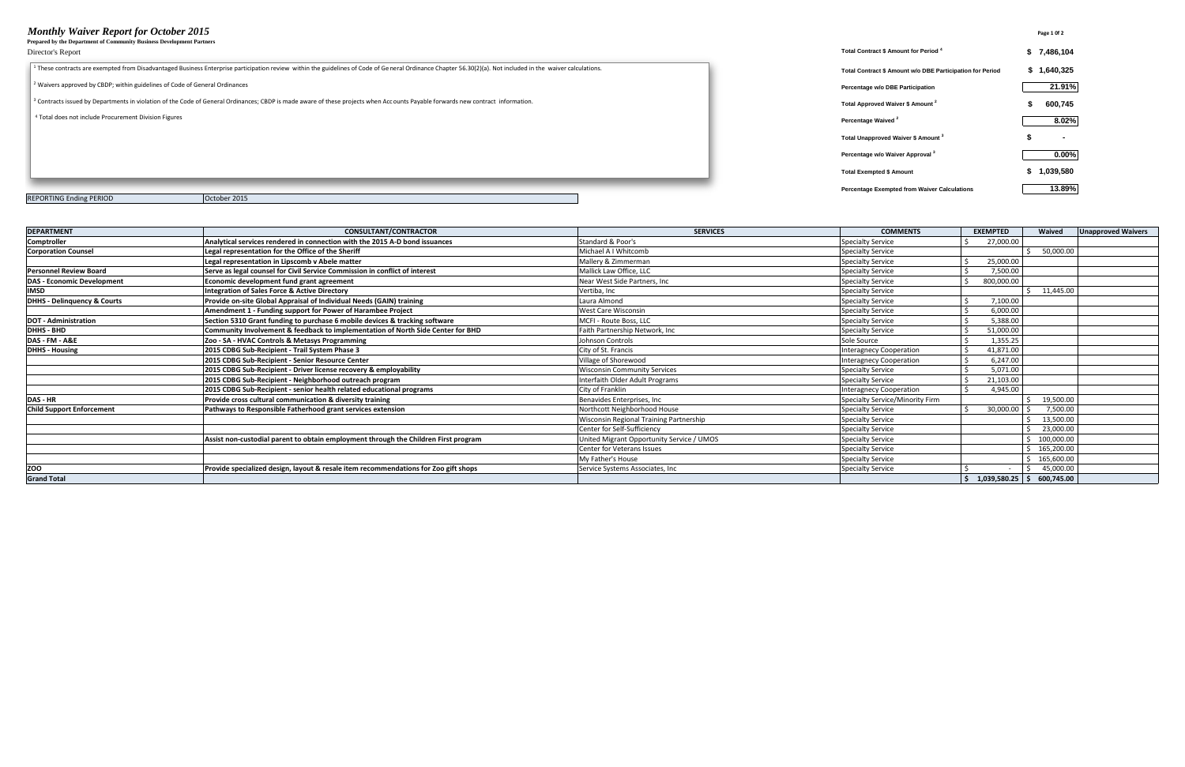# *Monthly Waiver Report for October 2015*

**Prepared by the Department of Community Business Development Partners**

Director's Report

[1] These contracts are exempted from Disadvantaged Business Enterprise participation review within the guidelines of Code of General Ordinance Chapter 56.30(2)(a). Not included in the waiver calculations.

[2] Waivers approved by CBDP; within guidelines of Code of General Ordinances

[3] Contracts issued by Departments in violation of the Code of General Ordinances; CBDP is made aware of these projects when Accounts Payable forwards new contract information.

[4] Total does not include Procurement Division Figures

| | |
|---|---|
| Total Contract $ Amount for Period [4] | $ 7,486,104 |
| Total Contract $ Amount w/o DBE Participation for Period | $ 1,640,325 |
| Percentage w/o DBE Participation | 21.91% |
| Total Approved Waiver $ Amount [2] | $ 600,745 |
| Percentage Waived [2] | 8.02% |
| Total Unapproved Waiver $ Amount [3] | $ - |
| Percentage w/o Waiver Approval [3] | 0.00% |
| Total Exempted $ Amount | $ 1,039,580 |
| Percentage Exempted from Waiver Calculations | 13.89% |

REPORTING Ending PERIOD: October 2015

| DEPARTMENT | CONSULTANT/CONTRACTOR | SERVICES | COMMENTS | EXEMPTED | Waived | Unapproved Waivers |
|---|---|---|---|---|---|---|
| **Comptroller** | **Analytical services rendered in connection with the 2015 A-D bond issuances** | Standard & Poor's | Specialty Service | $ 27,000.00 | | |
| **Corporation Counsel** | **Legal representation for the Office of the Sheriff** | Michael A I Whitcomb | Specialty Service | | $ 50,000.00 | |
| | **Legal representation in Lipscomb v Abele matter** | Mallery & Zimmerman | Specialty Service | $ 25,000.00 | | |
| **Personnel Review Board** | **Serve as legal counsel for Civil Service Commission in conflict of interest** | Mallick Law Office, LLC | Specialty Service | $ 7,500.00 | | |
| **DAS - Economic Development** | **Economic development fund grant agreement** | Near West Side Partners, Inc | Specialty Service | $ 800,000.00 | | |
| **IMSD** | **Integration of Sales Force & Active Directory** | Vertiba, Inc | Specialty Service | | $ 11,445.00 | |
| **DHHS - Delinquency & Courts** | **Provide on-site Global Appraisal of Individual Needs (GAIN) training** | Laura Almond | Specialty Service | $ 7,100.00 | | |
| | **Amendment 1 - Funding support for Power of Harambee Project** | West Care Wisconsin | Specialty Service | $ 6,000.00 | | |
| **DOT - Administration** | **Section 5310 Grant funding to purchase 6 mobile devices & tracking software** | MCFI - Route Boss, LLC | Specialty Service | $ 5,388.00 | | |
| **DHHS - BHD** | **Community Involvement & feedback to implementation of North Side Center for BHD** | Faith Partnership Network, Inc | Specialty Service | $ 51,000.00 | | |
| **DAS - FM - A&E** | **Zoo - SA - HVAC Controls & Metasys Programming** | Johnson Controls | Sole Source | $ 1,355.25 | | |
| **DHHS - Housing** | **2015 CDBG Sub-Recipient - Trail System Phase 3** | City of St. Francis | Interagnecy Cooperation | $ 41,871.00 | | |
| | **2015 CDBG Sub-Recipient - Senior Resource Center** | Village of Shorewood | Interagnecy Cooperation | $ 6,247.00 | | |
| | **2015 CDBG Sub-Recipient - Driver license recovery & employability** | Wisconsin Community Services | Specialty Service | $ 5,071.00 | | |
| | **2015 CDBG Sub-Recipient - Neighborhood outreach program** | Interfaith Older Adult Programs | Specialty Service | $ 21,103.00 | | |
| | **2015 CDBG Sub-Recipient - senior health related educational programs** | City of Franklin | Interagnecy Cooperation | $ 4,945.00 | | |
| **DAS - HR** | **Provide cross cultural communication & diversity training** | Benavides Enterprises, Inc | Specialty Service/Minority Firm | | $ 19,500.00 | |
| **Child Support Enforcement** | **Pathways to Responsible Fatherhood grant services extension** | Northcott Neighborhood House | Specialty Service | $ 30,000.00 | $ 7,500.00 | |
| | | Wisconsin Regional Training Partnership | Specialty Service | | $ 13,500.00 | |
| | | Center for Self-Sufficiency | Specialty Service | | $ 23,000.00 | |
| | **Assist non-custodial parent to obtain employment through the Children First program** | United Migrant Opportunity Service / UMOS | Specialty Service | | $ 100,000.00 | |
| | | Center for Veterans Issues | Specialty Service | | $ 165,200.00 | |
| | | My Father's House | Specialty Service | | $ 165,600.00 | |
| **ZOO** | **Provide specialized design, layout & resale item recommendations for Zoo gift shops** | Service Systems Associates, Inc | Specialty Service | $ - | $ 45,000.00 | |
| **Grand Total** | | | | **$ 1,039,580.25** | **$ 600,745.00** | |